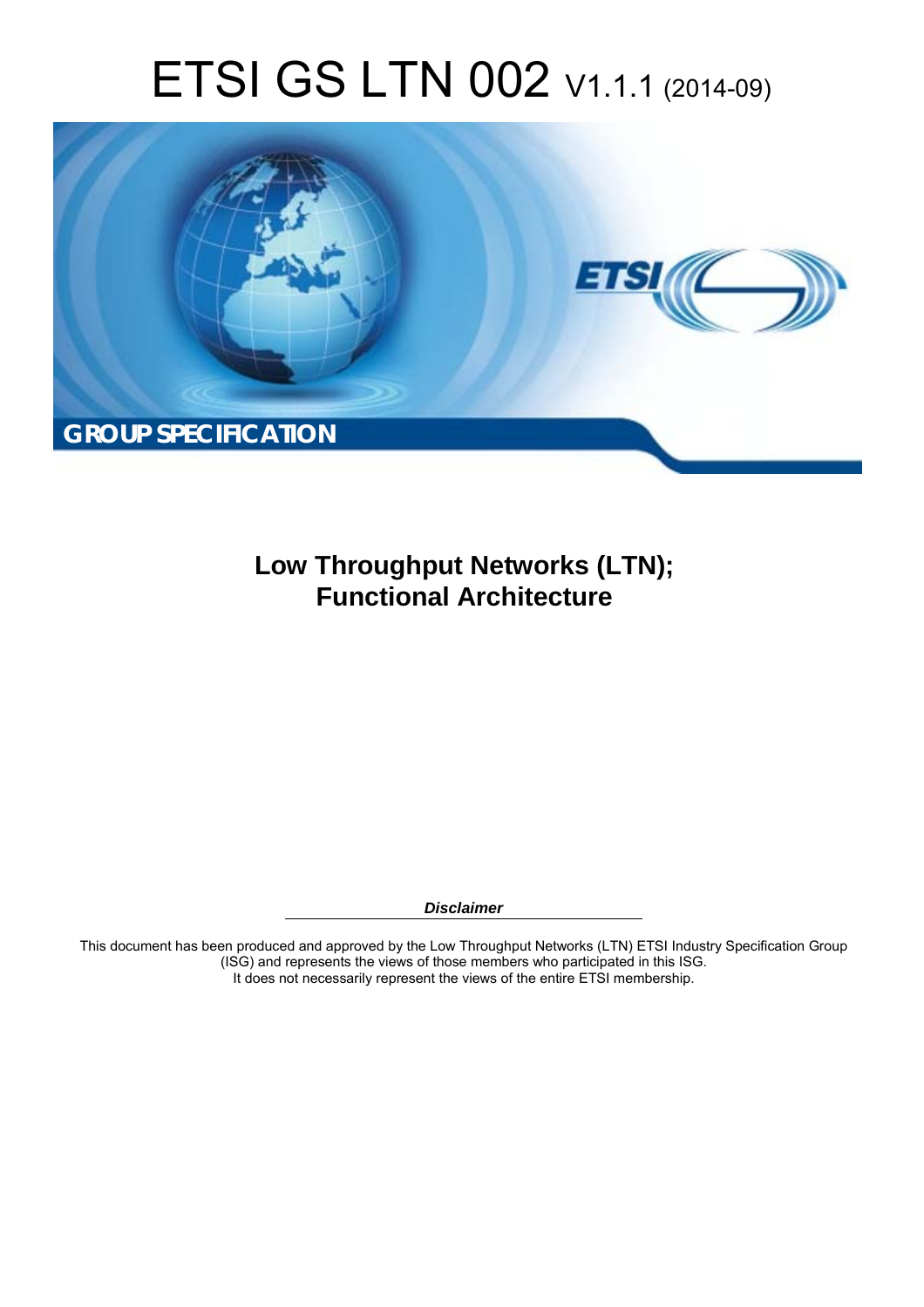# ETSI GS LTN 002 V1.1.1 (2014-09)

GROUP SPECIFICATION

**Low Throughput Networks (LTN);**
**Functional Architecture**

***Disclaimer***

This document has been produced and approved by the Low Throughput Networks (LTN) ETSI Industry Specification Group (ISG) and represents the views of those members who participated in this ISG.
It does not necessarily represent the views of the entire ETSI membership.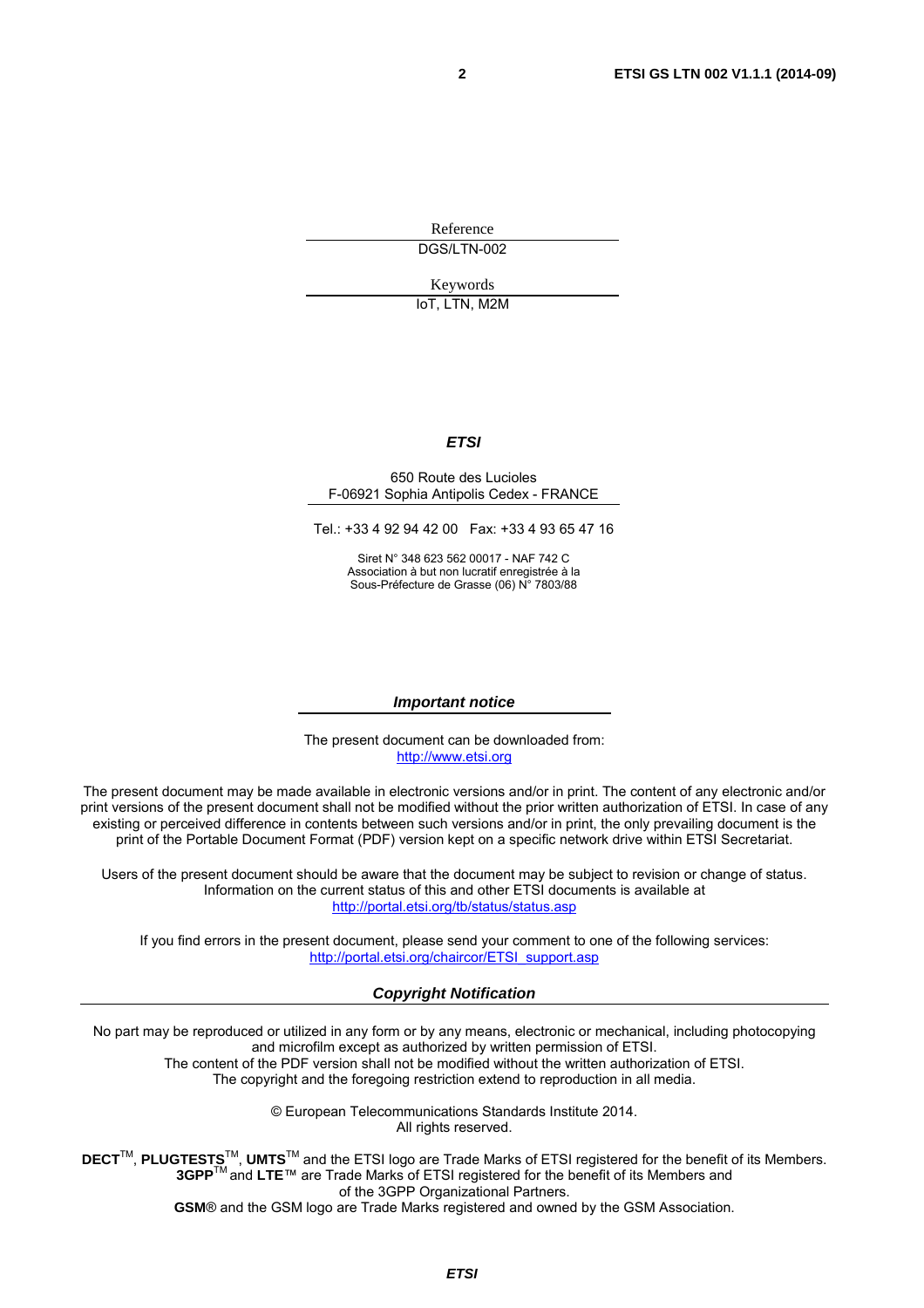Reference

DGS/LTN-002

Keywords

IoT, LTN, M2M

***ETSI***

650 Route des Lucioles
F-06921 Sophia Antipolis Cedex - FRANCE

Tel.: +33 4 92 94 42 00 Fax: +33 4 93 65 47 16

Siret N° 348 623 562 00017 - NAF 742 C
Association à but non lucratif enregistrée à la
Sous-Préfecture de Grasse (06) N° 7803/88

***Important notice***

The present document can be downloaded from:
http://www.etsi.org

The present document may be made available in electronic versions and/or in print. The content of any electronic and/or print versions of the present document shall not be modified without the prior written authorization of ETSI. In case of any existing or perceived difference in contents between such versions and/or in print, the only prevailing document is the print of the Portable Document Format (PDF) version kept on a specific network drive within ETSI Secretariat.

Users of the present document should be aware that the document may be subject to revision or change of status. Information on the current status of this and other ETSI documents is available at
http://portal.etsi.org/tb/status/status.asp

If you find errors in the present document, please send your comment to one of the following services:
http://portal.etsi.org/chaircor/ETSI_support.asp

***Copyright Notification***

No part may be reproduced or utilized in any form or by any means, electronic or mechanical, including photocopying and microfilm except as authorized by written permission of ETSI.
The content of the PDF version shall not be modified without the written authorization of ETSI.
The copyright and the foregoing restriction extend to reproduction in all media.

© European Telecommunications Standards Institute 2014.
All rights reserved.

**DECT**™, **PLUGTESTS**™, **UMTS**™ and the ETSI logo are Trade Marks of ETSI registered for the benefit of its Members.
**3GPP**™ and **LTE**™ are Trade Marks of ETSI registered for the benefit of its Members and of the 3GPP Organizational Partners.
**GSM**® and the GSM logo are Trade Marks registered and owned by the GSM Association.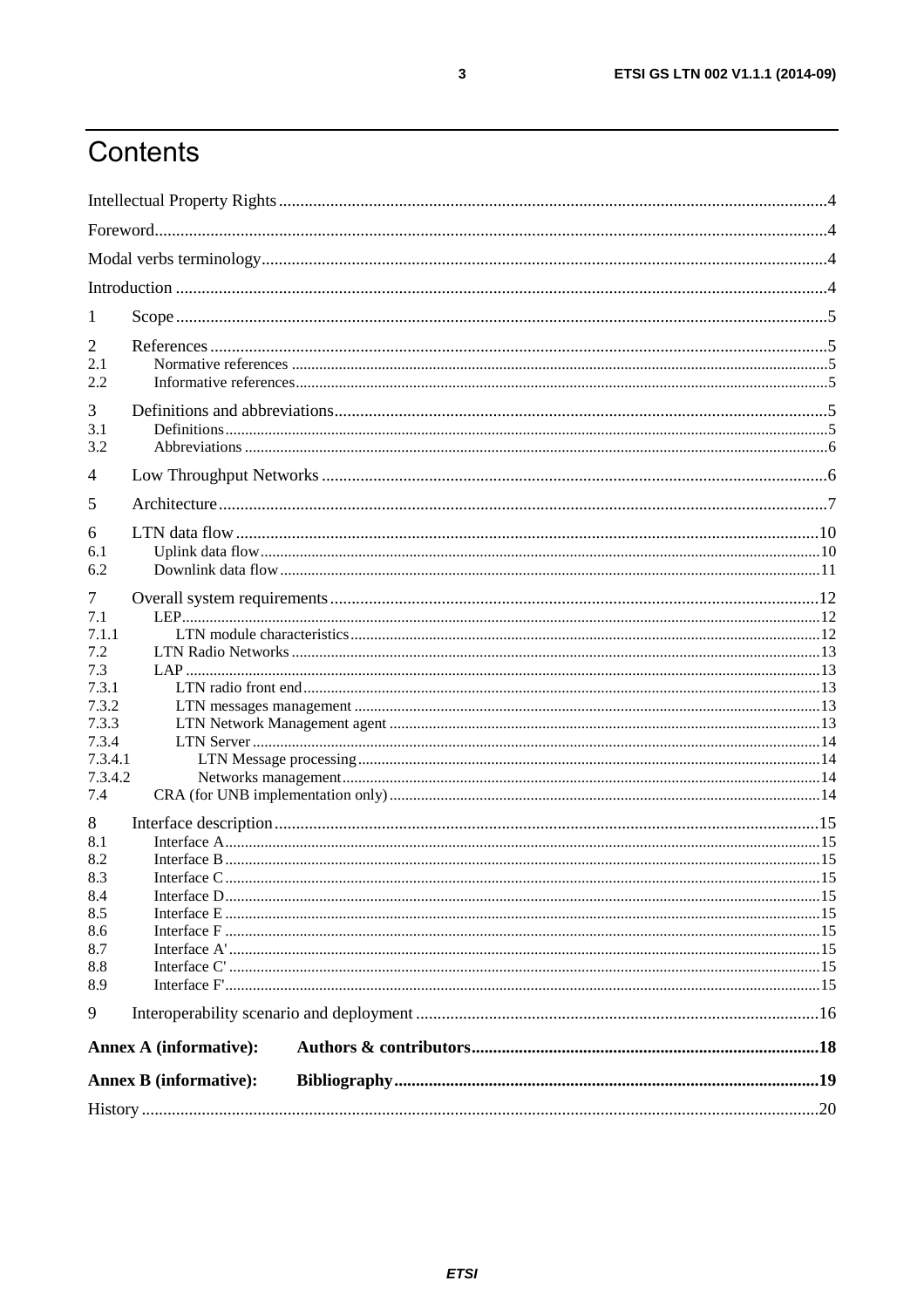# Contents

Intellectual Property Rights....4

Foreword....4

Modal verbs terminology....4

Introduction....4

1 Scope....5

2 References....5

2.1 Normative references....5

2.2 Informative references....5

3 Definitions and abbreviations....5

3.1 Definitions....5

3.2 Abbreviations....6

4 Low Throughput Networks....6

5 Architecture....7

6 LTN data flow....10

6.1 Uplink data flow....10

6.2 Downlink data flow....11

7 Overall system requirements....12

7.1 LEP....12

7.1.1 LTN module characteristics....12

7.2 LTN Radio Networks....13

7.3 LAP....13

7.3.1 LTN radio front end....13

7.3.2 LTN messages management....13

7.3.3 LTN Network Management agent....13

7.3.4 LTN Server....14

7.3.4.1 LTN Message processing....14

7.3.4.2 Networks management....14

7.4 CRA (for UNB implementation only)....14

8 Interface description....15

8.1 Interface A....15

8.2 Interface B....15

8.3 Interface C....15

8.4 Interface D....15

8.5 Interface E....15

8.6 Interface F....15

8.7 Interface A'....15

8.8 Interface C'....15

8.9 Interface F'....15

9 Interoperability scenario and deployment....16

**Annex A (informative): Authors & contributors....18**

**Annex B (informative): Bibliography....19**

History....20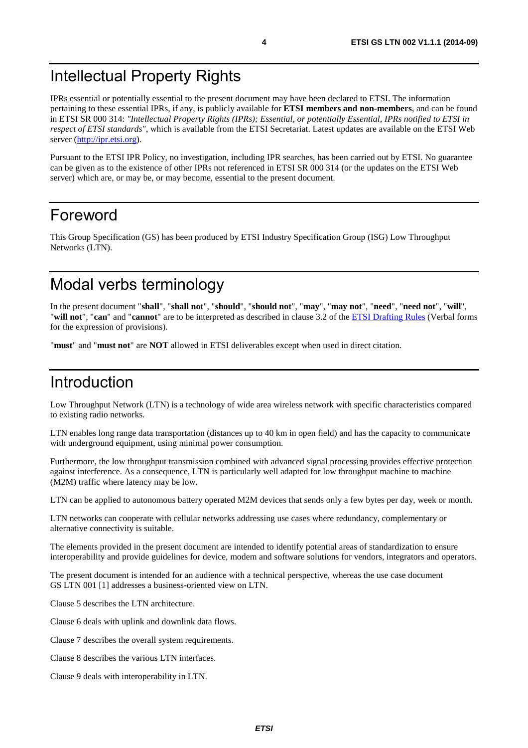# Intellectual Property Rights

IPRs essential or potentially essential to the present document may have been declared to ETSI. The information pertaining to these essential IPRs, if any, is publicly available for **ETSI members and non-members**, and can be found in ETSI SR 000 314: *"Intellectual Property Rights (IPRs); Essential, or potentially Essential, IPRs notified to ETSI in respect of ETSI standards"*, which is available from the ETSI Secretariat. Latest updates are available on the ETSI Web server (http://ipr.etsi.org).

Pursuant to the ETSI IPR Policy, no investigation, including IPR searches, has been carried out by ETSI. No guarantee can be given as to the existence of other IPRs not referenced in ETSI SR 000 314 (or the updates on the ETSI Web server) which are, or may be, or may become, essential to the present document.

# Foreword

This Group Specification (GS) has been produced by ETSI Industry Specification Group (ISG) Low Throughput Networks (LTN).

# Modal verbs terminology

In the present document "**shall**", "**shall not**", "**should**", "**should not**", "**may**", "**may not**", "**need**", "**need not**", "**will**", "**will not**", "**can**" and "**cannot**" are to be interpreted as described in clause 3.2 of the ETSI Drafting Rules (Verbal forms for the expression of provisions).

"**must**" and "**must not**" are **NOT** allowed in ETSI deliverables except when used in direct citation.

# Introduction

Low Throughput Network (LTN) is a technology of wide area wireless network with specific characteristics compared to existing radio networks.

LTN enables long range data transportation (distances up to 40 km in open field) and has the capacity to communicate with underground equipment, using minimal power consumption.

Furthermore, the low throughput transmission combined with advanced signal processing provides effective protection against interference. As a consequence, LTN is particularly well adapted for low throughput machine to machine (M2M) traffic where latency may be low.

LTN can be applied to autonomous battery operated M2M devices that sends only a few bytes per day, week or month.

LTN networks can cooperate with cellular networks addressing use cases where redundancy, complementary or alternative connectivity is suitable.

The elements provided in the present document are intended to identify potential areas of standardization to ensure interoperability and provide guidelines for device, modem and software solutions for vendors, integrators and operators.

The present document is intended for an audience with a technical perspective, whereas the use case document GS LTN 001 [1] addresses a business-oriented view on LTN.

Clause 5 describes the LTN architecture.

Clause 6 deals with uplink and downlink data flows.

Clause 7 describes the overall system requirements.

Clause 8 describes the various LTN interfaces.

Clause 9 deals with interoperability in LTN.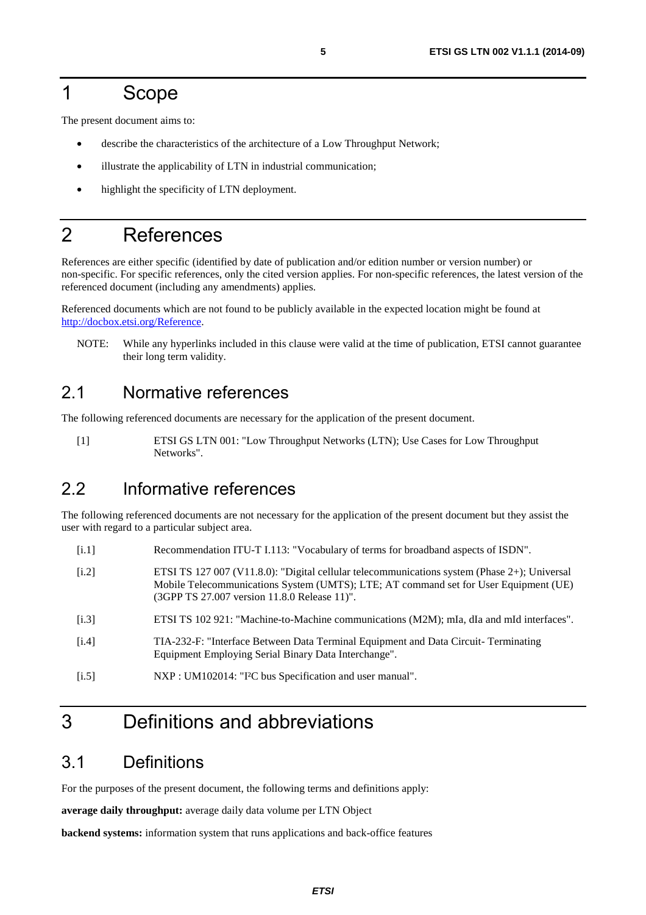# 1 Scope

The present document aims to:

- describe the characteristics of the architecture of a Low Throughput Network;
- illustrate the applicability of LTN in industrial communication;
- highlight the specificity of LTN deployment.

# 2 References

References are either specific (identified by date of publication and/or edition number or version number) or non-specific. For specific references, only the cited version applies. For non-specific references, the latest version of the referenced document (including any amendments) applies.

Referenced documents which are not found to be publicly available in the expected location might be found at http://docbox.etsi.org/Reference.

NOTE: While any hyperlinks included in this clause were valid at the time of publication, ETSI cannot guarantee their long term validity.

## 2.1 Normative references

The following referenced documents are necessary for the application of the present document.

[1] ETSI GS LTN 001: "Low Throughput Networks (LTN); Use Cases for Low Throughput Networks".

## 2.2 Informative references

The following referenced documents are not necessary for the application of the present document but they assist the user with regard to a particular subject area.

[i.1] Recommendation ITU-T I.113: "Vocabulary of terms for broadband aspects of ISDN".

[i.2] ETSI TS 127 007 (V11.8.0): "Digital cellular telecommunications system (Phase 2+); Universal Mobile Telecommunications System (UMTS); LTE; AT command set for User Equipment (UE) (3GPP TS 27.007 version 11.8.0 Release 11)".

[i.3] ETSI TS 102 921: "Machine-to-Machine communications (M2M); mIa, dIa and mId interfaces".

[i.4] TIA-232-F: "Interface Between Data Terminal Equipment and Data Circuit- Terminating Equipment Employing Serial Binary Data Interchange".

[i.5] NXP : UM102014: "I²C bus Specification and user manual".

# 3 Definitions and abbreviations

## 3.1 Definitions

For the purposes of the present document, the following terms and definitions apply:

**average daily throughput:** average daily data volume per LTN Object

**backend systems:** information system that runs applications and back-office features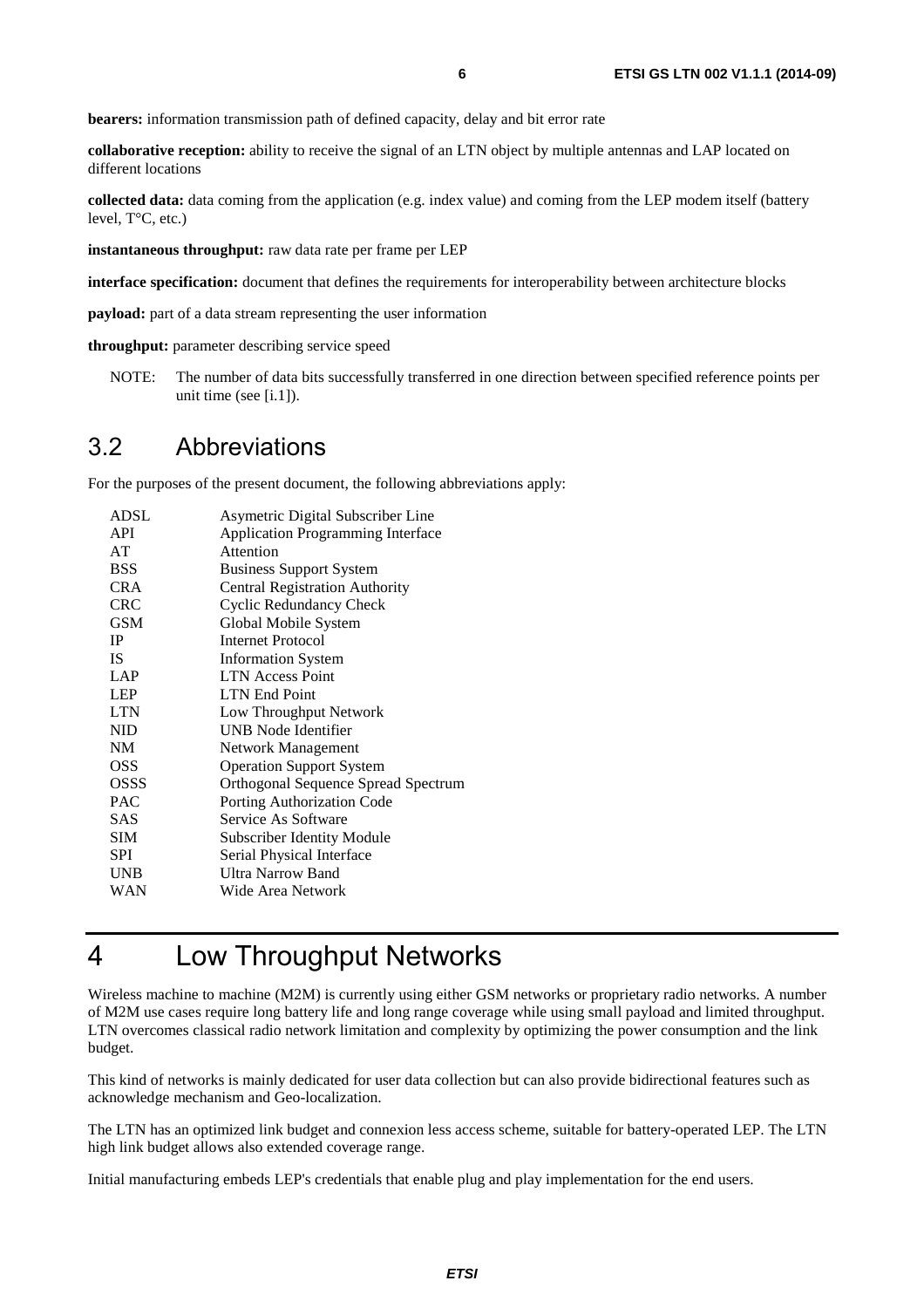**bearers:** information transmission path of defined capacity, delay and bit error rate

**collaborative reception:** ability to receive the signal of an LTN object by multiple antennas and LAP located on different locations

**collected data:** data coming from the application (e.g. index value) and coming from the LEP modem itself (battery level, T°C, etc.)

**instantaneous throughput:** raw data rate per frame per LEP

**interface specification:** document that defines the requirements for interoperability between architecture blocks

**payload:** part of a data stream representing the user information

**throughput:** parameter describing service speed

NOTE: The number of data bits successfully transferred in one direction between specified reference points per unit time (see [i.1]).

## 3.2 Abbreviations

For the purposes of the present document, the following abbreviations apply:

| | |
|---|---|
| ADSL | Asymetric Digital Subscriber Line |
| API | Application Programming Interface |
| AT | Attention |
| BSS | Business Support System |
| CRA | Central Registration Authority |
| CRC | Cyclic Redundancy Check |
| GSM | Global Mobile System |
| IP | Internet Protocol |
| IS | Information System |
| LAP | LTN Access Point |
| LEP | LTN End Point |
| LTN | Low Throughput Network |
| NID | UNB Node Identifier |
| NM | Network Management |
| OSS | Operation Support System |
| OSSS | Orthogonal Sequence Spread Spectrum |
| PAC | Porting Authorization Code |
| SAS | Service As Software |
| SIM | Subscriber Identity Module |
| SPI | Serial Physical Interface |
| UNB | Ultra Narrow Band |
| WAN | Wide Area Network |

# 4 Low Throughput Networks

Wireless machine to machine (M2M) is currently using either GSM networks or proprietary radio networks. A number of M2M use cases require long battery life and long range coverage while using small payload and limited throughput. LTN overcomes classical radio network limitation and complexity by optimizing the power consumption and the link budget.

This kind of networks is mainly dedicated for user data collection but can also provide bidirectional features such as acknowledge mechanism and Geo-localization.

The LTN has an optimized link budget and connexion less access scheme, suitable for battery-operated LEP. The LTN high link budget allows also extended coverage range.

Initial manufacturing embeds LEP's credentials that enable plug and play implementation for the end users.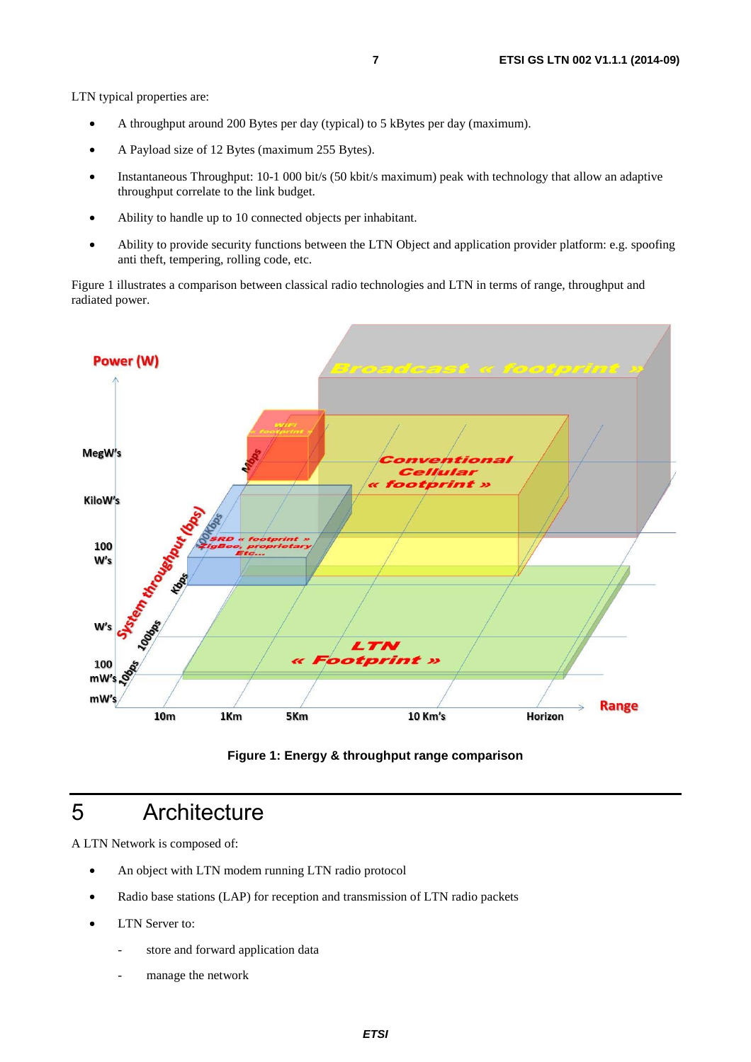LTN typical properties are:

- A throughput around 200 Bytes per day (typical) to 5 kBytes per day (maximum).
- A Payload size of 12 Bytes (maximum 255 Bytes).
- Instantaneous Throughput: 10-1 000 bit/s (50 kbit/s maximum) peak with technology that allow an adaptive throughput correlate to the link budget.
- Ability to handle up to 10 connected objects per inhabitant.
- Ability to provide security functions between the LTN Object and application provider platform: e.g. spoofing anti theft, tempering, rolling code, etc.

Figure 1 illustrates a comparison between classical radio technologies and LTN in terms of range, throughput and radiated power.

**Figure 1: Energy & throughput range comparison**

# 5 Architecture

A LTN Network is composed of:

- An object with LTN modem running LTN radio protocol
- Radio base stations (LAP) for reception and transmission of LTN radio packets
- LTN Server to:
  - store and forward application data
  - manage the network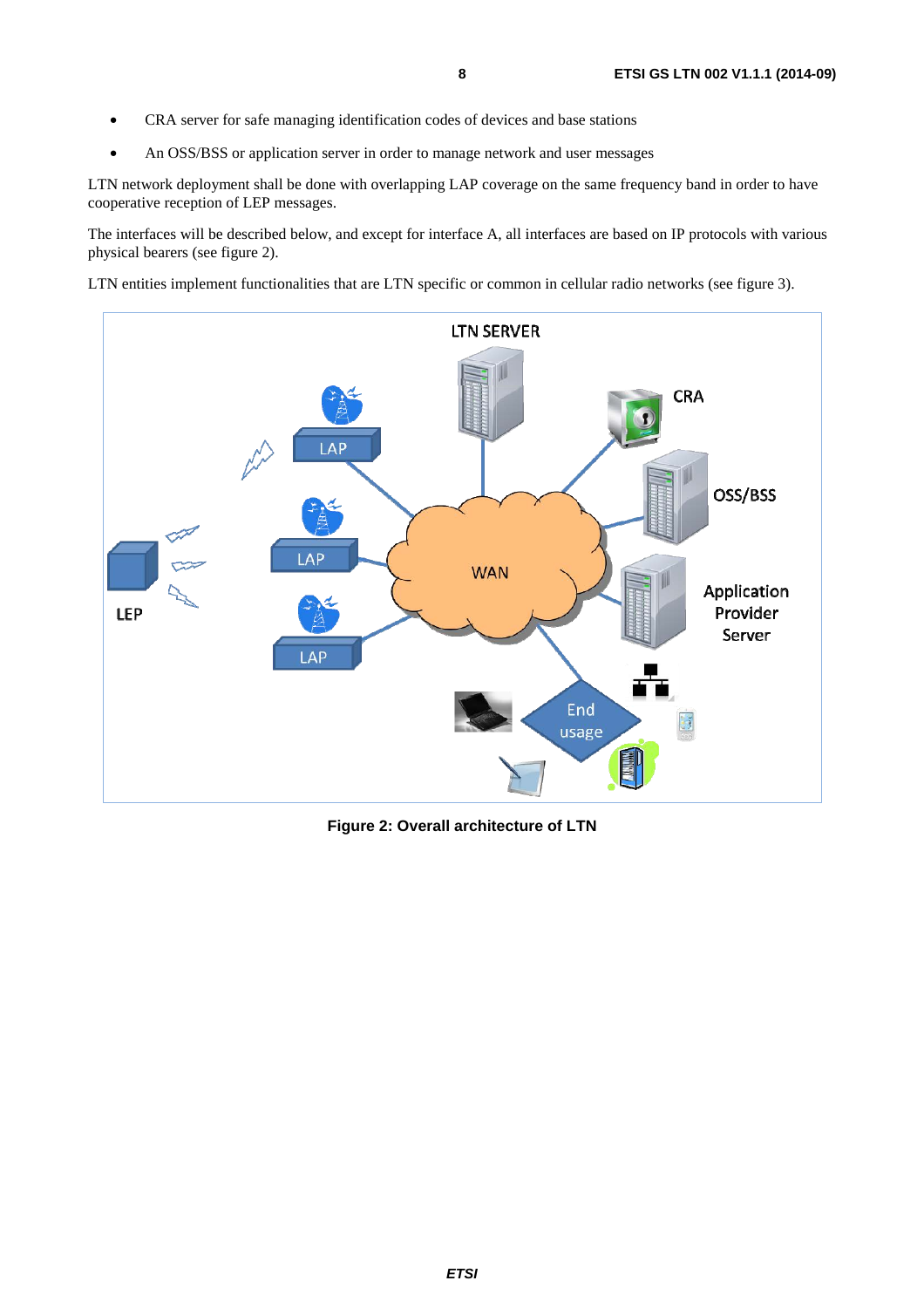- CRA server for safe managing identification codes of devices and base stations
- An OSS/BSS or application server in order to manage network and user messages

LTN network deployment shall be done with overlapping LAP coverage on the same frequency band in order to have cooperative reception of LEP messages.

The interfaces will be described below, and except for interface A, all interfaces are based on IP protocols with various physical bearers (see figure 2).

LTN entities implement functionalities that are LTN specific or common in cellular radio networks (see figure 3).

**Figure 2: Overall architecture of LTN**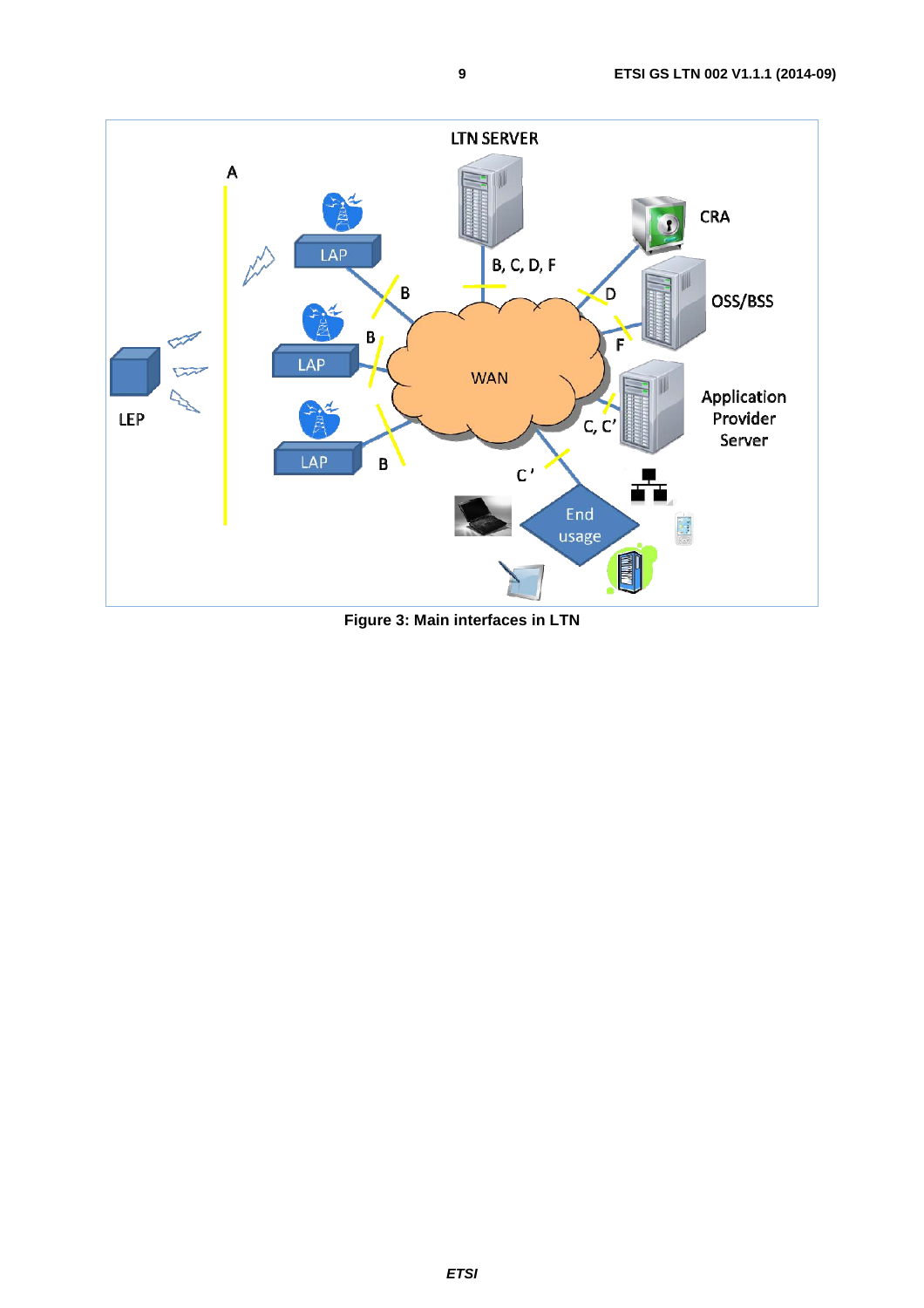Figure 3: Main interfaces in LTN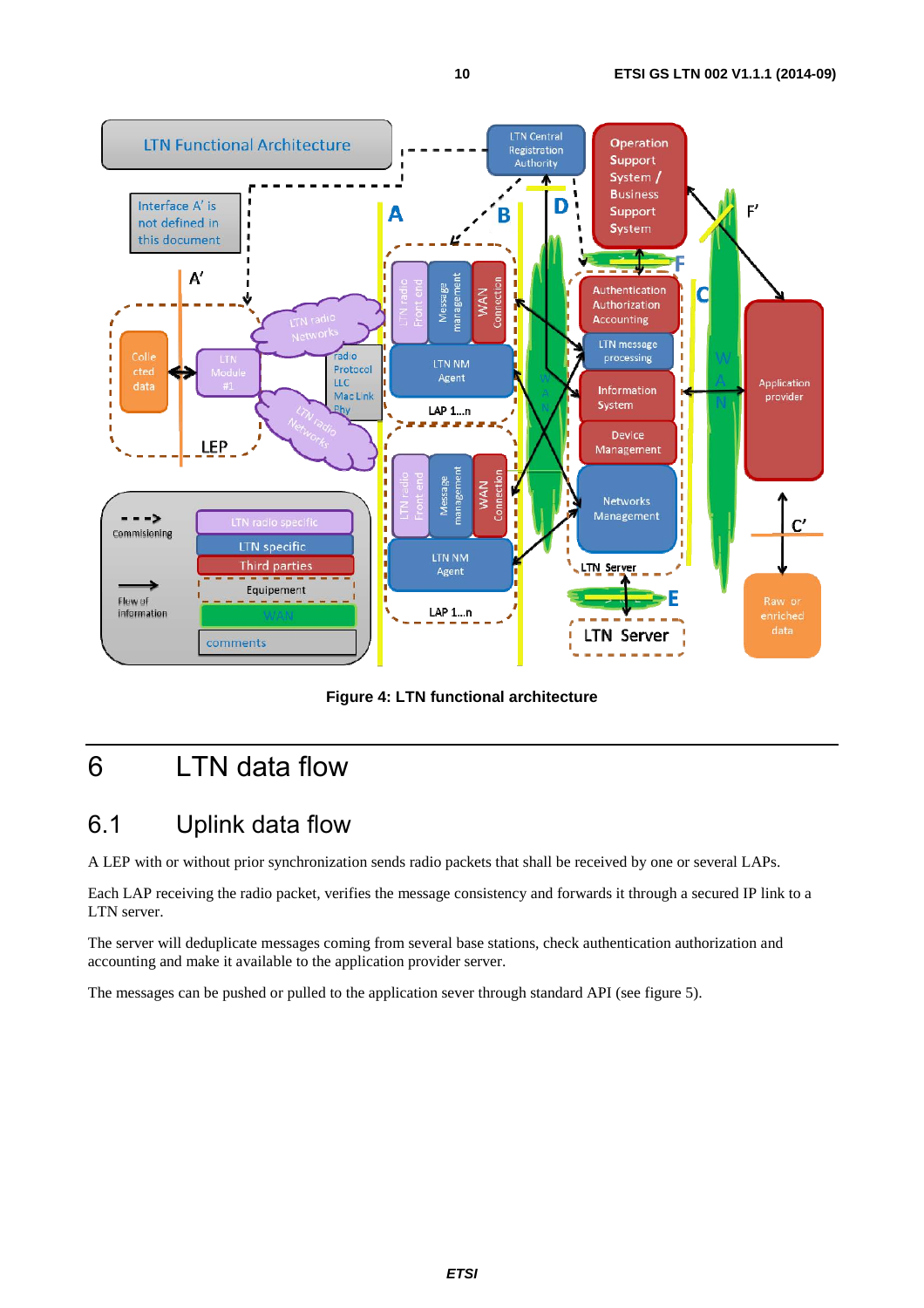**Figure 4: LTN functional architecture**

# 6 LTN data flow

## 6.1 Uplink data flow

A LEP with or without prior synchronization sends radio packets that shall be received by one or several LAPs.

Each LAP receiving the radio packet, verifies the message consistency and forwards it through a secured IP link to a LTN server.

The server will deduplicate messages coming from several base stations, check authentication authorization and accounting and make it available to the application provider server.

The messages can be pushed or pulled to the application sever through standard API (see figure 5).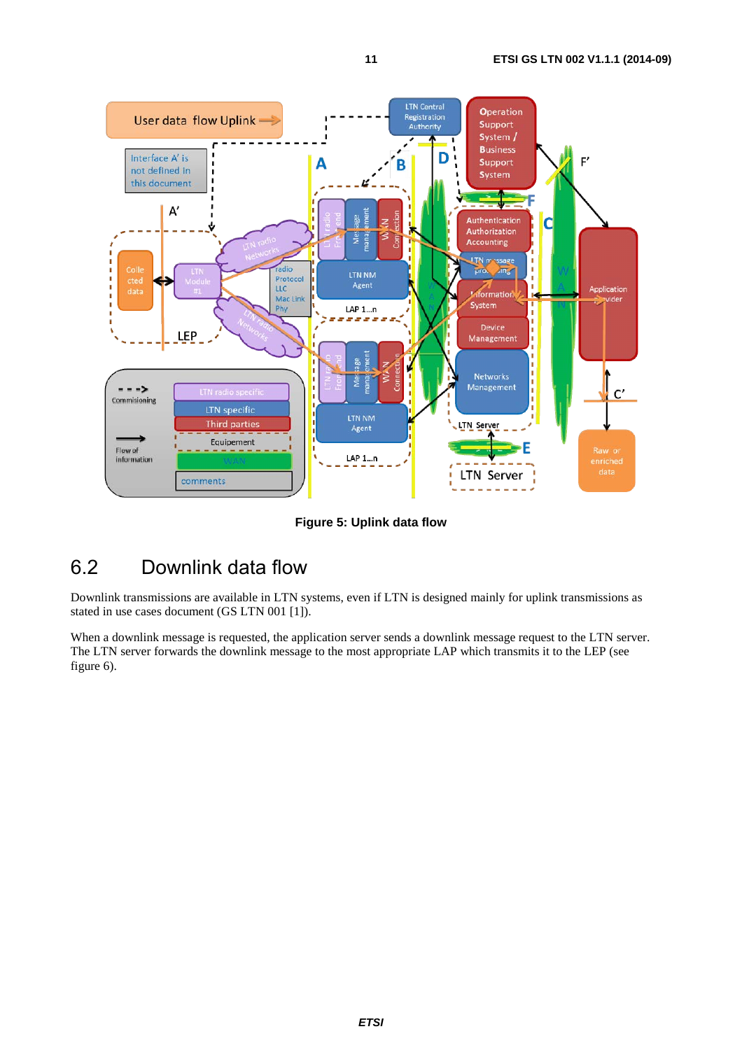**Figure 5: Uplink data flow**

## 6.2 Downlink data flow

Downlink transmissions are available in LTN systems, even if LTN is designed mainly for uplink transmissions as stated in use cases document (GS LTN 001 [1]).

When a downlink message is requested, the application server sends a downlink message request to the LTN server. The LTN server forwards the downlink message to the most appropriate LAP which transmits it to the LEP (see figure 6).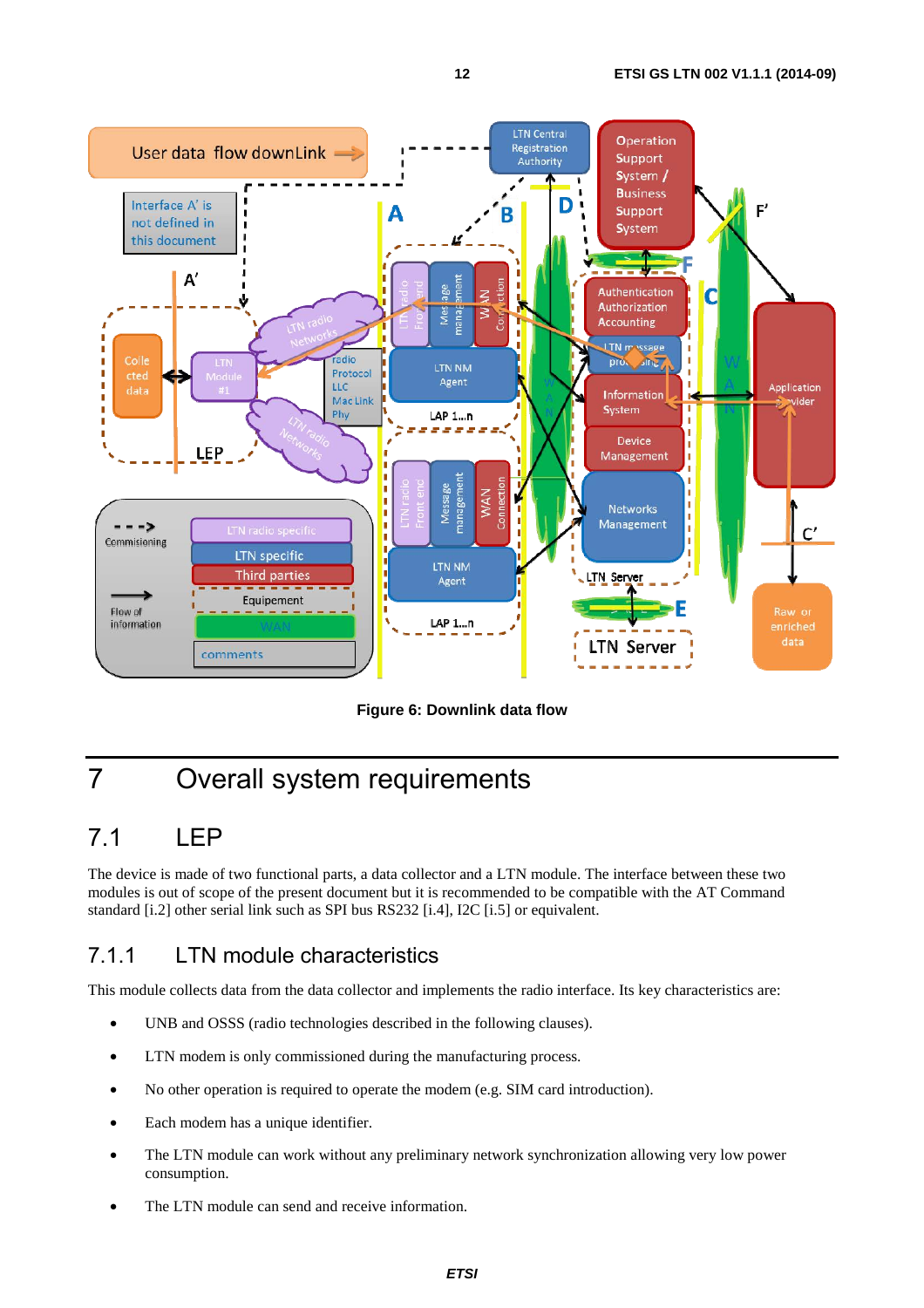**Figure 6: Downlink data flow**

# 7 Overall system requirements

## 7.1 LEP

The device is made of two functional parts, a data collector and a LTN module. The interface between these two modules is out of scope of the present document but it is recommended to be compatible with the AT Command standard [i.2] other serial link such as SPI bus RS232 [i.4], I2C [i.5] or equivalent.

### 7.1.1 LTN module characteristics

This module collects data from the data collector and implements the radio interface. Its key characteristics are:

- UNB and OSSS (radio technologies described in the following clauses).
- LTN modem is only commissioned during the manufacturing process.
- No other operation is required to operate the modem (e.g. SIM card introduction).
- Each modem has a unique identifier.
- The LTN module can work without any preliminary network synchronization allowing very low power consumption.
- The LTN module can send and receive information.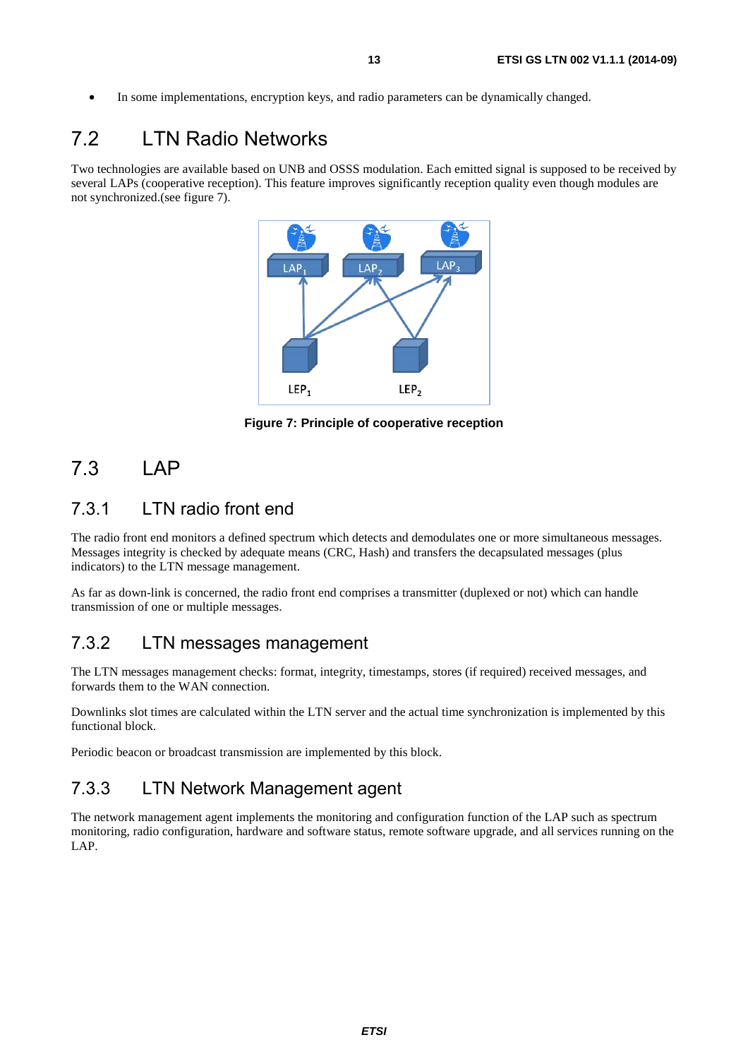- In some implementations, encryption keys, and radio parameters can be dynamically changed.

## 7.2 LTN Radio Networks

Two technologies are available based on UNB and OSSS modulation. Each emitted signal is supposed to be received by several LAPs (cooperative reception). This feature improves significantly reception quality even though modules are not synchronized.(see figure 7).

**Figure 7: Principle of cooperative reception**

## 7.3 LAP

### 7.3.1 LTN radio front end

The radio front end monitors a defined spectrum which detects and demodulates one or more simultaneous messages. Messages integrity is checked by adequate means (CRC, Hash) and transfers the decapsulated messages (plus indicators) to the LTN message management.

As far as down-link is concerned, the radio front end comprises a transmitter (duplexed or not) which can handle transmission of one or multiple messages.

### 7.3.2 LTN messages management

The LTN messages management checks: format, integrity, timestamps, stores (if required) received messages, and forwards them to the WAN connection.

Downlinks slot times are calculated within the LTN server and the actual time synchronization is implemented by this functional block.

Periodic beacon or broadcast transmission are implemented by this block.

### 7.3.3 LTN Network Management agent

The network management agent implements the monitoring and configuration function of the LAP such as spectrum monitoring, radio configuration, hardware and software status, remote software upgrade, and all services running on the LAP.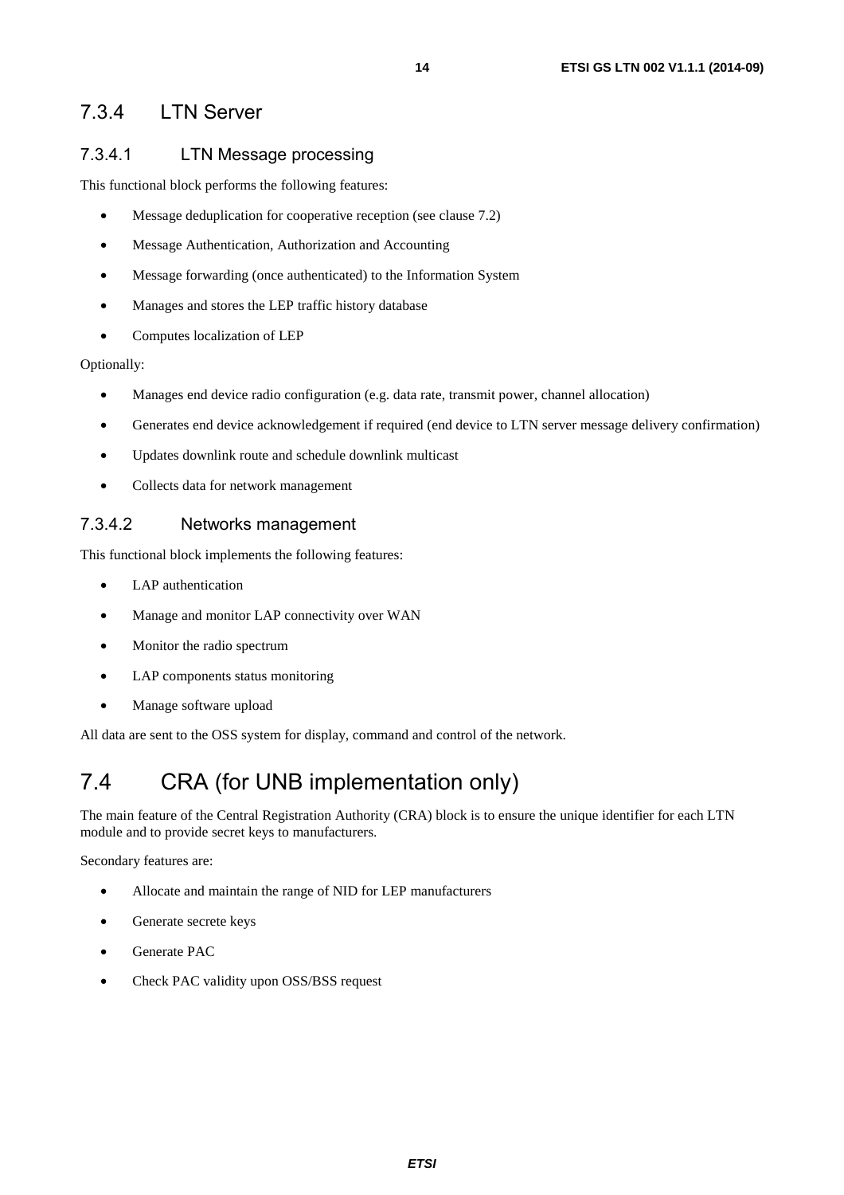### 7.3.4 LTN Server

#### 7.3.4.1 LTN Message processing

This functional block performs the following features:

- Message deduplication for cooperative reception (see clause 7.2)
- Message Authentication, Authorization and Accounting
- Message forwarding (once authenticated) to the Information System
- Manages and stores the LEP traffic history database
- Computes localization of LEP

Optionally:

- Manages end device radio configuration (e.g. data rate, transmit power, channel allocation)
- Generates end device acknowledgement if required (end device to LTN server message delivery confirmation)
- Updates downlink route and schedule downlink multicast
- Collects data for network management

#### 7.3.4.2 Networks management

This functional block implements the following features:

- LAP authentication
- Manage and monitor LAP connectivity over WAN
- Monitor the radio spectrum
- LAP components status monitoring
- Manage software upload

All data are sent to the OSS system for display, command and control of the network.

## 7.4 CRA (for UNB implementation only)

The main feature of the Central Registration Authority (CRA) block is to ensure the unique identifier for each LTN module and to provide secret keys to manufacturers.

Secondary features are:

- Allocate and maintain the range of NID for LEP manufacturers
- Generate secrete keys
- Generate PAC
- Check PAC validity upon OSS/BSS request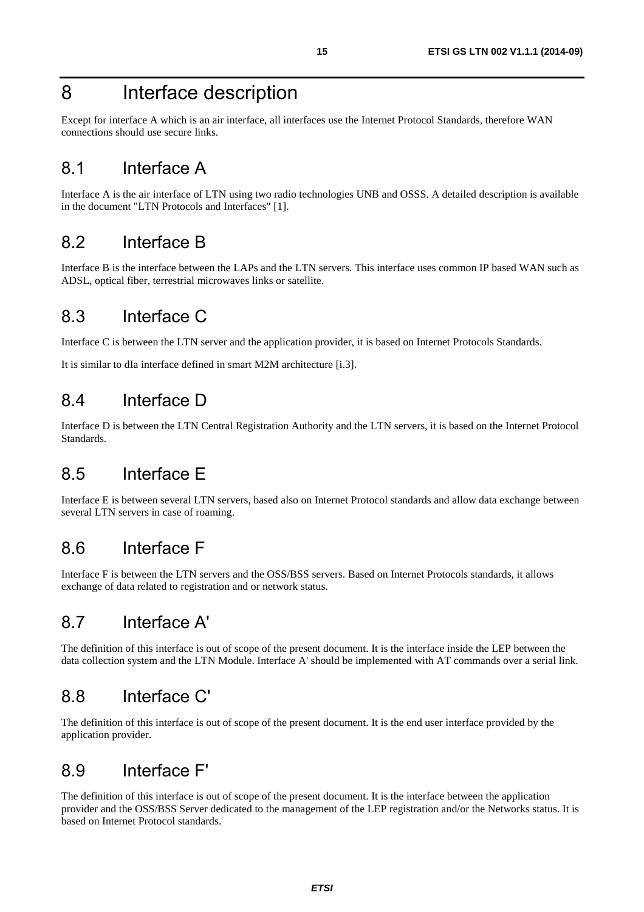# 8 Interface description

Except for interface A which is an air interface, all interfaces use the Internet Protocol Standards, therefore WAN connections should use secure links.

## 8.1 Interface A

Interface A is the air interface of LTN using two radio technologies UNB and OSSS. A detailed description is available in the document "LTN Protocols and Interfaces" [1].

## 8.2 Interface B

Interface B is the interface between the LAPs and the LTN servers. This interface uses common IP based WAN such as ADSL, optical fiber, terrestrial microwaves links or satellite.

## 8.3 Interface C

Interface C is between the LTN server and the application provider, it is based on Internet Protocols Standards.

It is similar to dIa interface defined in smart M2M architecture [i.3].

## 8.4 Interface D

Interface D is between the LTN Central Registration Authority and the LTN servers, it is based on the Internet Protocol Standards.

## 8.5 Interface E

Interface E is between several LTN servers, based also on Internet Protocol standards and allow data exchange between several LTN servers in case of roaming.

## 8.6 Interface F

Interface F is between the LTN servers and the OSS/BSS servers. Based on Internet Protocols standards, it allows exchange of data related to registration and or network status.

## 8.7 Interface A'

The definition of this interface is out of scope of the present document. It is the interface inside the LEP between the data collection system and the LTN Module. Interface A' should be implemented with AT commands over a serial link.

## 8.8 Interface C'

The definition of this interface is out of scope of the present document. It is the end user interface provided by the application provider.

## 8.9 Interface F'

The definition of this interface is out of scope of the present document. It is the interface between the application provider and the OSS/BSS Server dedicated to the management of the LEP registration and/or the Networks status. It is based on Internet Protocol standards.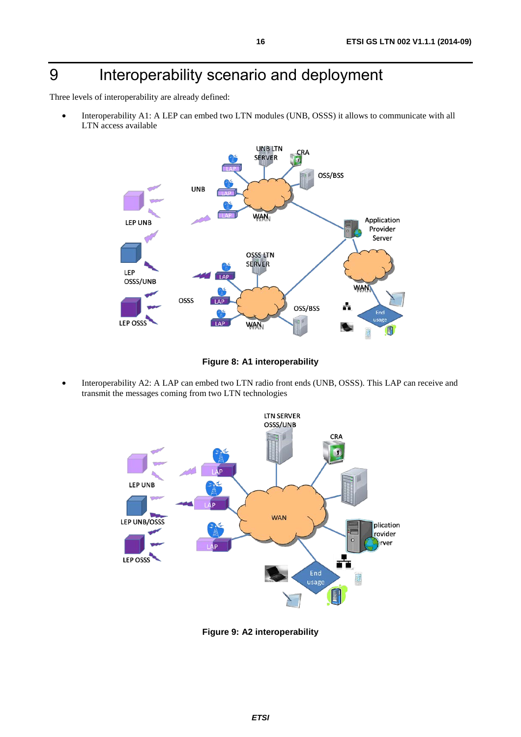# 9 Interoperability scenario and deployment

Three levels of interoperability are already defined:

- Interoperability A1: A LEP can embed two LTN modules (UNB, OSSS) it allows to communicate with all LTN access available

**Figure 8: A1 interoperability**

- Interoperability A2: A LAP can embed two LTN radio front ends (UNB, OSSS). This LAP can receive and transmit the messages coming from two LTN technologies

**Figure 9: A2 interoperability**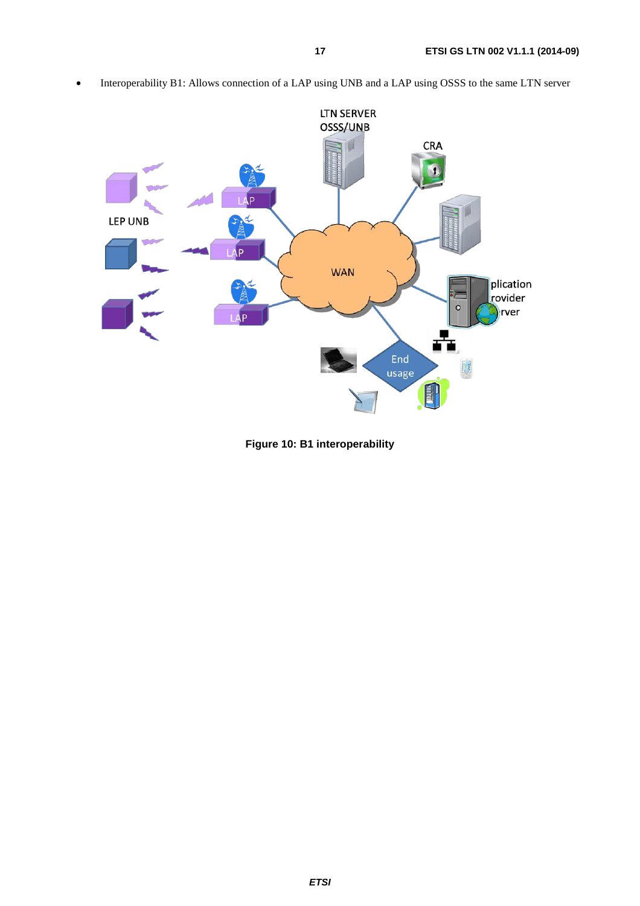- Interoperability B1: Allows connection of a LAP using UNB and a LAP using OSSS to the same LTN server

**Figure 10: B1 interoperability**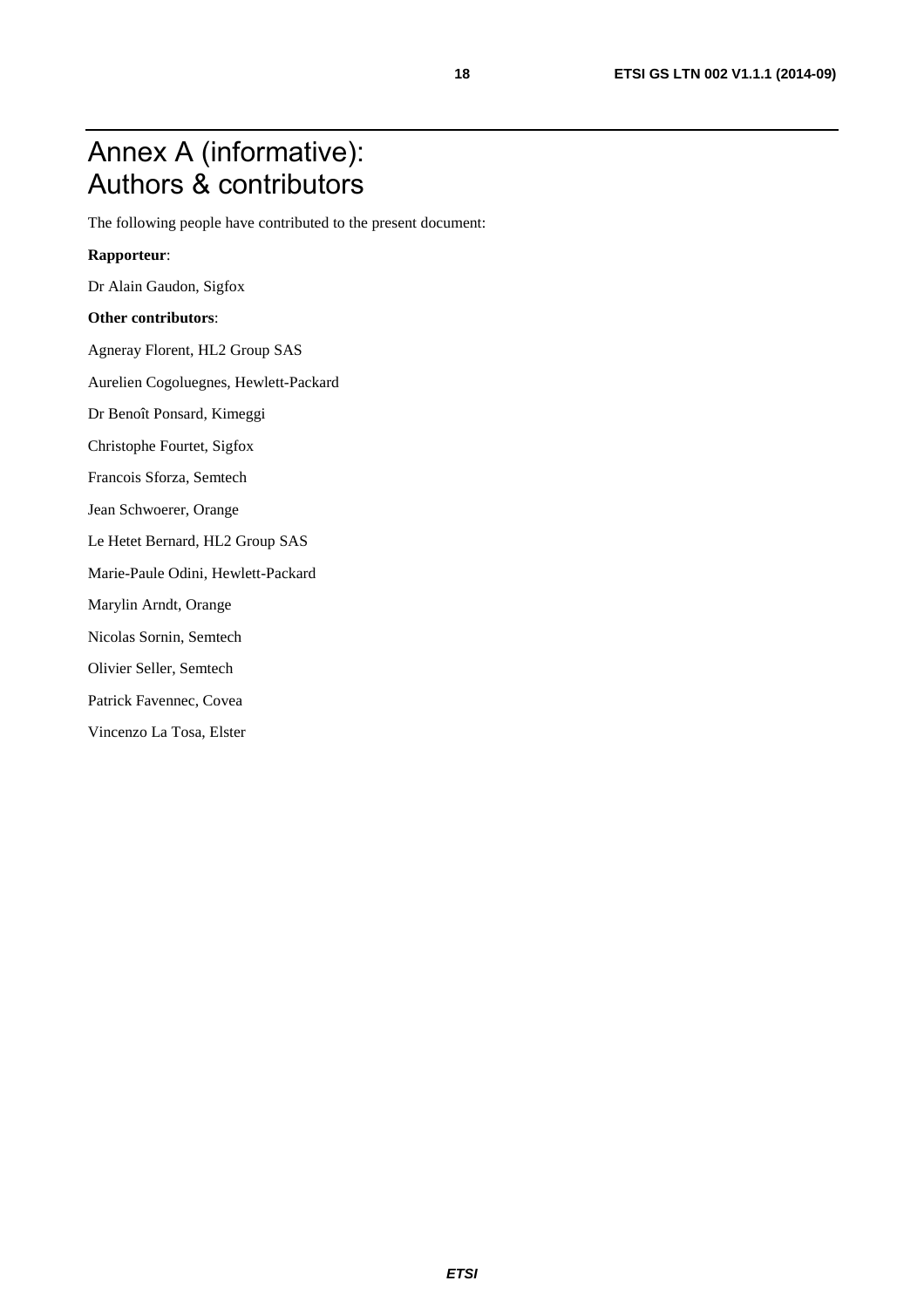# Annex A (informative): Authors & contributors

The following people have contributed to the present document:

**Rapporteur**:

Dr Alain Gaudon, Sigfox

**Other contributors**:

Agneray Florent, HL2 Group SAS

Aurelien Cogoluegnes, Hewlett-Packard

Dr Benoît Ponsard, Kimeggi

Christophe Fourtet, Sigfox

Francois Sforza, Semtech

Jean Schwoerer, Orange

Le Hetet Bernard, HL2 Group SAS

Marie-Paule Odini, Hewlett-Packard

Marylin Arndt, Orange

Nicolas Sornin, Semtech

Olivier Seller, Semtech

Patrick Favennec, Covea

Vincenzo La Tosa, Elster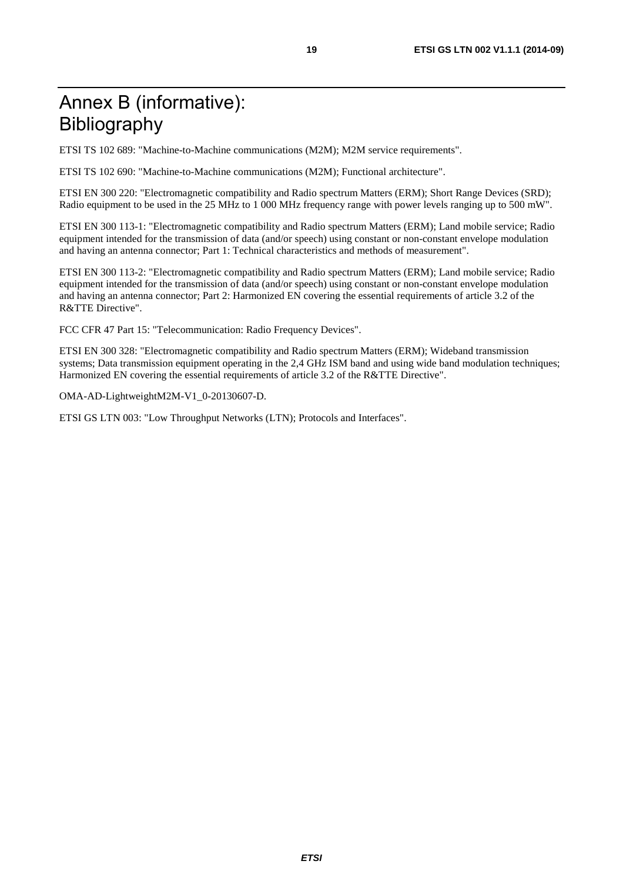# Annex B (informative): Bibliography

ETSI TS 102 689: "Machine-to-Machine communications (M2M); M2M service requirements".

ETSI TS 102 690: "Machine-to-Machine communications (M2M); Functional architecture".

ETSI EN 300 220: "Electromagnetic compatibility and Radio spectrum Matters (ERM); Short Range Devices (SRD); Radio equipment to be used in the 25 MHz to 1 000 MHz frequency range with power levels ranging up to 500 mW".

ETSI EN 300 113-1: "Electromagnetic compatibility and Radio spectrum Matters (ERM); Land mobile service; Radio equipment intended for the transmission of data (and/or speech) using constant or non-constant envelope modulation and having an antenna connector; Part 1: Technical characteristics and methods of measurement".

ETSI EN 300 113-2: "Electromagnetic compatibility and Radio spectrum Matters (ERM); Land mobile service; Radio equipment intended for the transmission of data (and/or speech) using constant or non-constant envelope modulation and having an antenna connector; Part 2: Harmonized EN covering the essential requirements of article 3.2 of the R&TTE Directive".

FCC CFR 47 Part 15: "Telecommunication: Radio Frequency Devices".

ETSI EN 300 328: "Electromagnetic compatibility and Radio spectrum Matters (ERM); Wideband transmission systems; Data transmission equipment operating in the 2,4 GHz ISM band and using wide band modulation techniques; Harmonized EN covering the essential requirements of article 3.2 of the R&TTE Directive".

OMA-AD-LightweightM2M-V1_0-20130607-D.

ETSI GS LTN 003: "Low Throughput Networks (LTN); Protocols and Interfaces".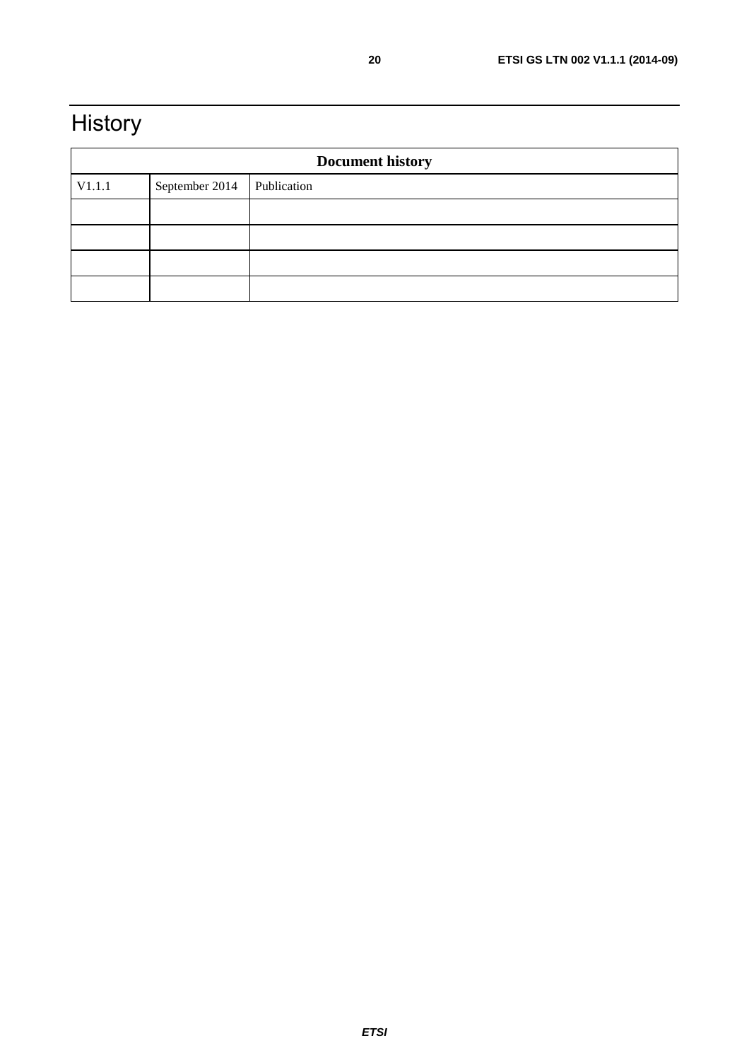# History

| Document history | | |
|---|---|---|
| V1.1.1 | September 2014 | Publication |
| | | |
| | | |
| | | |
| | | |